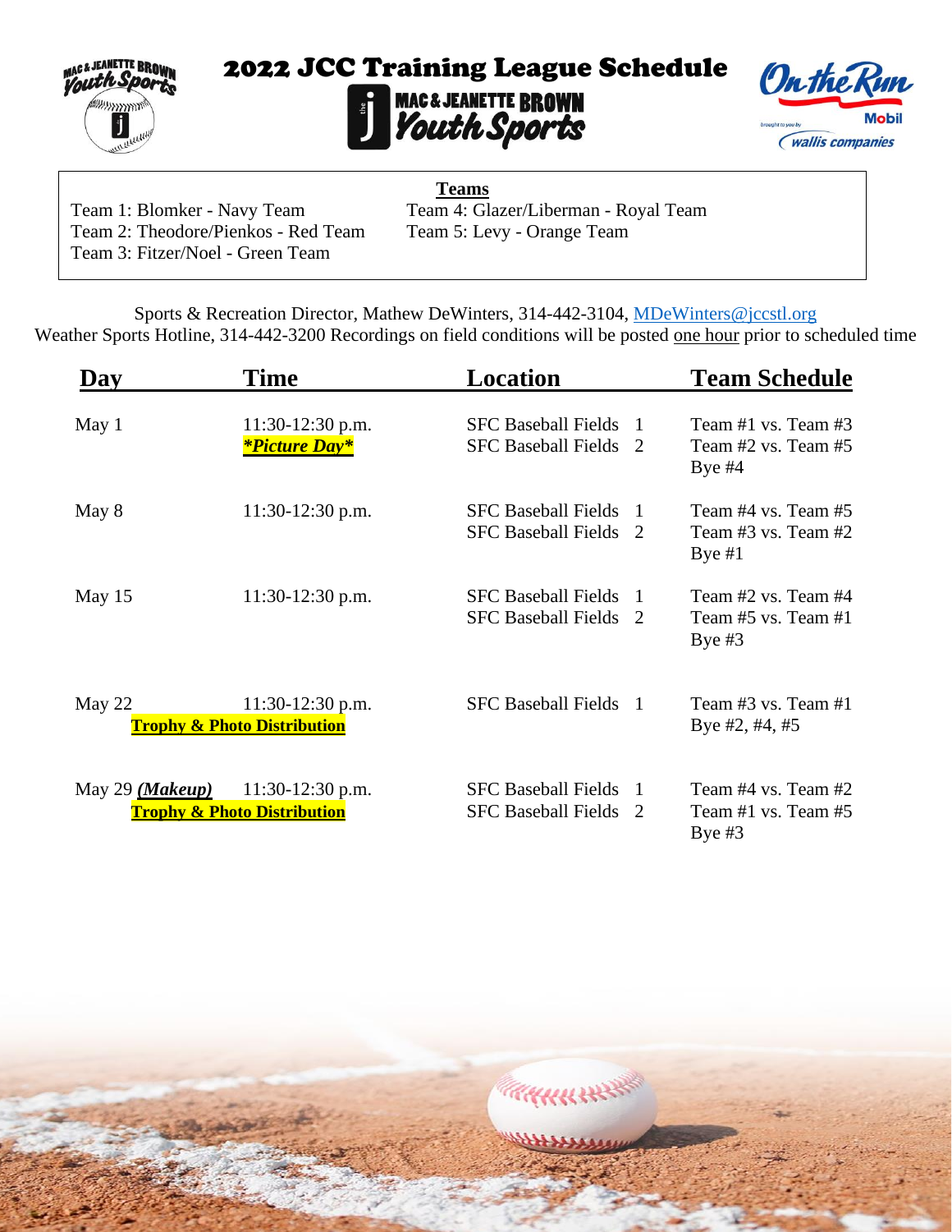# 2022 JCC Training League Schedule

MAC & JEANETTE BROWN Youth Sports

**Teams**

Team 1: Blomker - Navy Team
Team 2: Theodore/Pienkos - Red Team
Team 3: Fitzer/Noel - Green Team
Team 4: Glazer/Liberman - Royal Team
Team 5: Levy - Orange Team

Sports & Recreation Director, Mathew DeWinters, 314-442-3104, MDeWinters@jccstl.org
Weather Sports Hotline, 314-442-3200 Recordings on field conditions will be posted one hour prior to scheduled time

| Day | Time | Location | Team Schedule |
|---|---|---|---|
| May 1 | 11:30-12:30 p.m. ***Picture Day*** | SFC Baseball Fields 1<br>SFC Baseball Fields 2 | Team #1 vs. Team #3<br>Team #2 vs. Team #5<br>Bye #4 |
| May 8 | 11:30-12:30 p.m. | SFC Baseball Fields 1<br>SFC Baseball Fields 2 | Team #4 vs. Team #5<br>Team #3 vs. Team #2<br>Bye #1 |
| May 15 | 11:30-12:30 p.m. | SFC Baseball Fields 1<br>SFC Baseball Fields 2 | Team #2 vs. Team #4<br>Team #5 vs. Team #1<br>Bye #3 |
| May 22<br>**Trophy & Photo Distribution** | 11:30-12:30 p.m. | SFC Baseball Fields 1 | Team #3 vs. Team #1<br>Bye #2, #4, #5 |
| May 29 ***(Makeup)***<br>**Trophy & Photo Distribution** | 11:30-12:30 p.m. | SFC Baseball Fields 1<br>SFC Baseball Fields 2 | Team #4 vs. Team #2<br>Team #1 vs. Team #5<br>Bye #3 |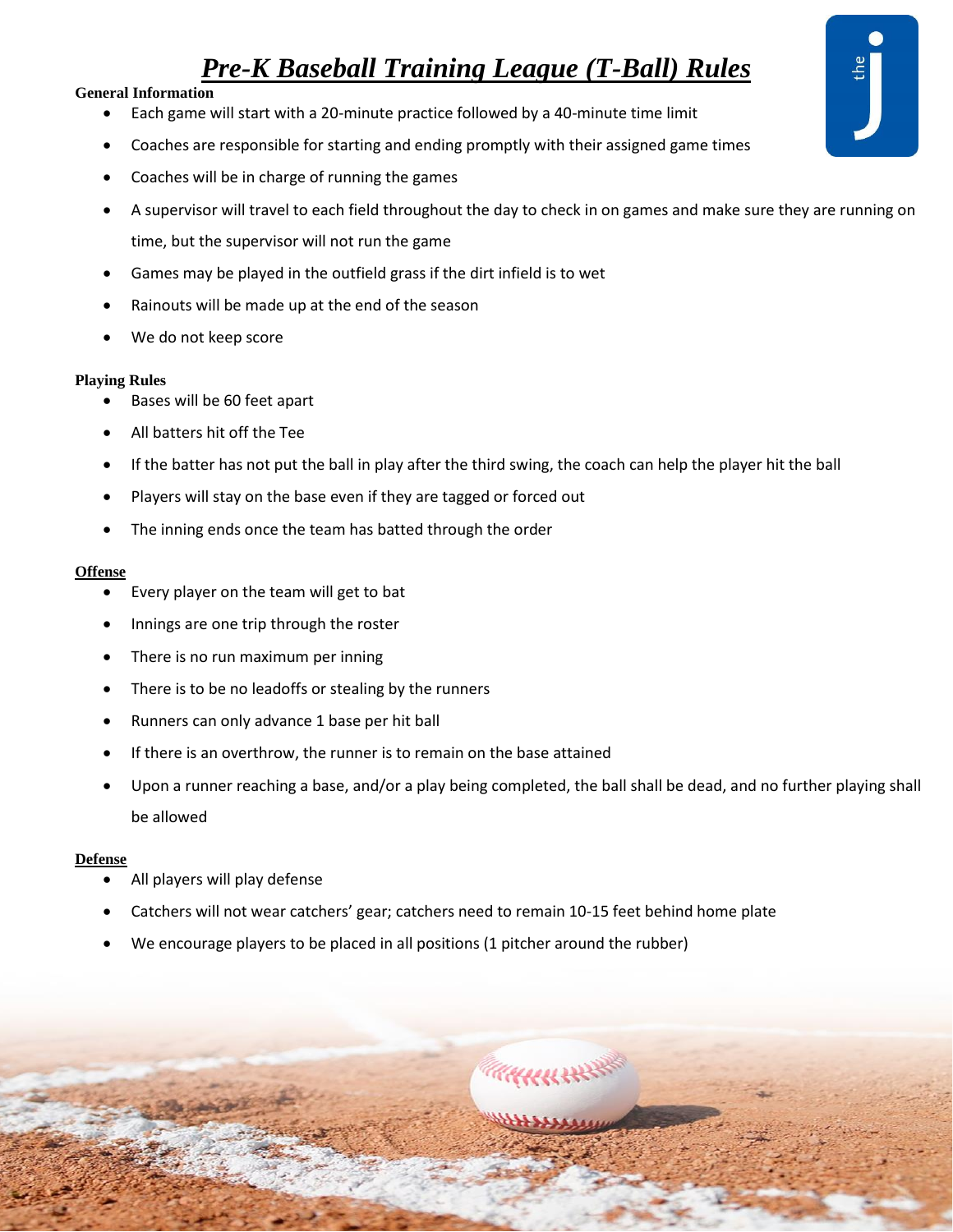# ***Pre-K Baseball Training League (T-Ball) Rules***

**General Information**

- Each game will start with a 20-minute practice followed by a 40-minute time limit
- Coaches are responsible for starting and ending promptly with their assigned game times
- Coaches will be in charge of running the games
- A supervisor will travel to each field throughout the day to check in on games and make sure they are running on time, but the supervisor will not run the game
- Games may be played in the outfield grass if the dirt infield is to wet
- Rainouts will be made up at the end of the season
- We do not keep score

**Playing Rules**

- Bases will be 60 feet apart
- All batters hit off the Tee
- If the batter has not put the ball in play after the third swing, the coach can help the player hit the ball
- Players will stay on the base even if they are tagged or forced out
- The inning ends once the team has batted through the order

**Offense**

- Every player on the team will get to bat
- Innings are one trip through the roster
- There is no run maximum per inning
- There is to be no leadoffs or stealing by the runners
- Runners can only advance 1 base per hit ball
- If there is an overthrow, the runner is to remain on the base attained
- Upon a runner reaching a base, and/or a play being completed, the ball shall be dead, and no further playing shall be allowed

**Defense**

- All players will play defense
- Catchers will not wear catchers' gear; catchers need to remain 10-15 feet behind home plate
- We encourage players to be placed in all positions (1 pitcher around the rubber)